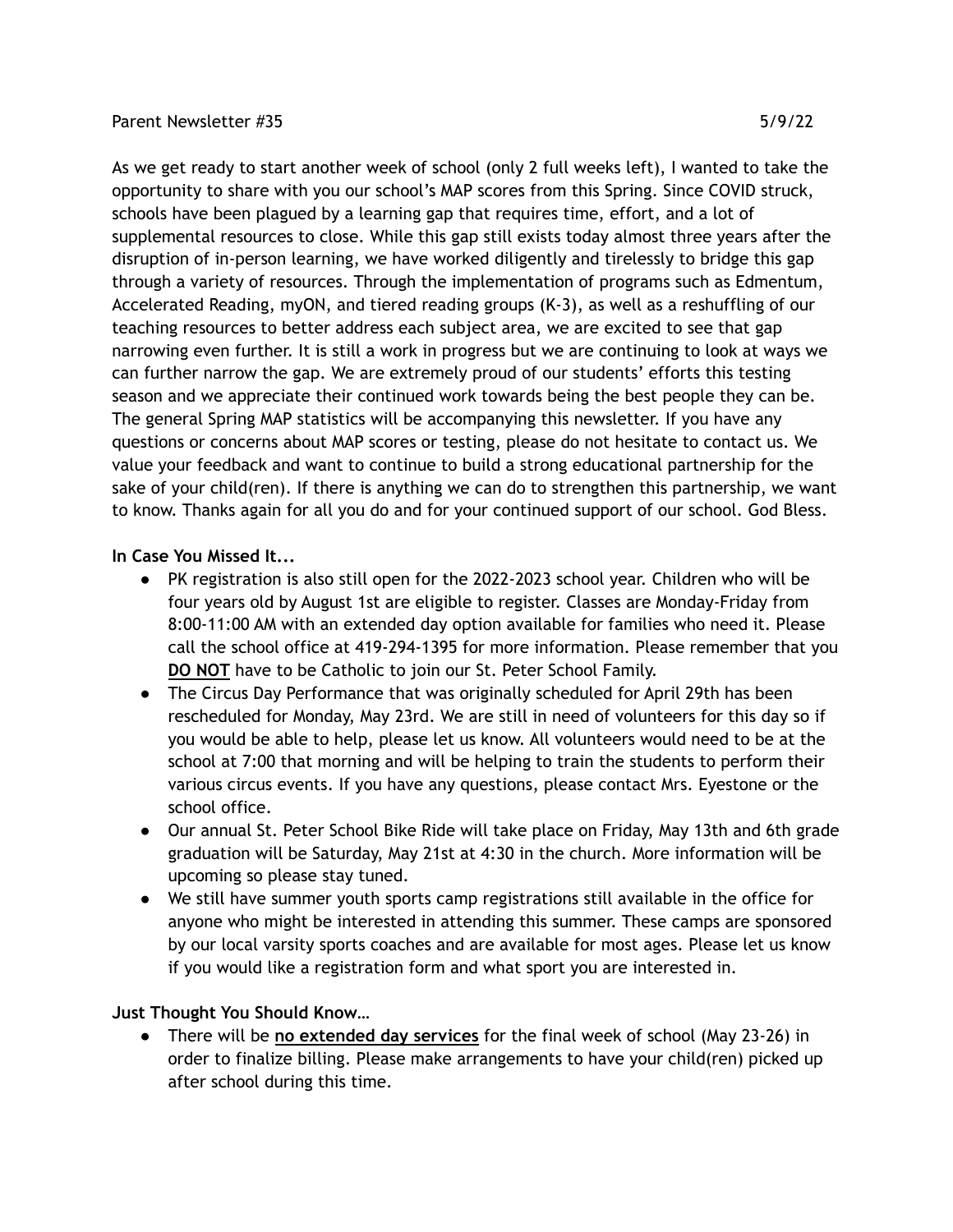Parent Newsletter #35 5/9/22

As we get ready to start another week of school (only 2 full weeks left), I wanted to take the opportunity to share with you our school's MAP scores from this Spring. Since COVID struck, schools have been plagued by a learning gap that requires time, effort, and a lot of supplemental resources to close. While this gap still exists today almost three years after the disruption of in-person learning, we have worked diligently and tirelessly to bridge this gap through a variety of resources. Through the implementation of programs such as Edmentum, Accelerated Reading, myON, and tiered reading groups (K-3), as well as a reshuffling of our teaching resources to better address each subject area, we are excited to see that gap narrowing even further. It is still a work in progress but we are continuing to look at ways we can further narrow the gap. We are extremely proud of our students' efforts this testing season and we appreciate their continued work towards being the best people they can be. The general Spring MAP statistics will be accompanying this newsletter. If you have any questions or concerns about MAP scores or testing, please do not hesitate to contact us. We value your feedback and want to continue to build a strong educational partnership for the sake of your child(ren). If there is anything we can do to strengthen this partnership, we want to know. Thanks again for all you do and for your continued support of our school. God Bless.

**In Case You Missed It...**

- PK registration is also still open for the 2022-2023 school year. Children who will be four years old by August 1st are eligible to register. Classes are Monday-Friday from 8:00-11:00 AM with an extended day option available for families who need it. Please call the school office at 419-294-1395 for more information. Please remember that you **<u>DO NOT</u>** have to be Catholic to join our St. Peter School Family.
- The Circus Day Performance that was originally scheduled for April 29th has been rescheduled for Monday, May 23rd. We are still in need of volunteers for this day so if you would be able to help, please let us know. All volunteers would need to be at the school at 7:00 that morning and will be helping to train the students to perform their various circus events. If you have any questions, please contact Mrs. Eyestone or the school office.
- Our annual St. Peter School Bike Ride will take place on Friday, May 13th and 6th grade graduation will be Saturday, May 21st at 4:30 in the church. More information will be upcoming so please stay tuned.
- We still have summer youth sports camp registrations still available in the office for anyone who might be interested in attending this summer. These camps are sponsored by our local varsity sports coaches and are available for most ages. Please let us know if you would like a registration form and what sport you are interested in.

**Just Thought You Should Know…**

- There will be **<u>no extended day services</u>** for the final week of school (May 23-26) in order to finalize billing. Please make arrangements to have your child(ren) picked up after school during this time.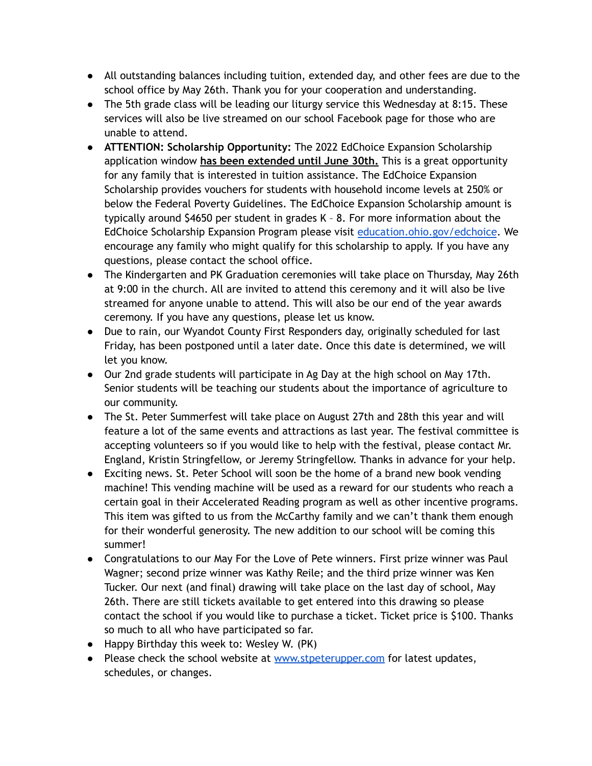- All outstanding balances including tuition, extended day, and other fees are due to the school office by May 26th. Thank you for your cooperation and understanding.
- The 5th grade class will be leading our liturgy service this Wednesday at 8:15. These services will also be live streamed on our school Facebook page for those who are unable to attend.
- **ATTENTION: Scholarship Opportunity:** The 2022 EdChoice Expansion Scholarship application window **has been extended until June 30th.** This is a great opportunity for any family that is interested in tuition assistance. The EdChoice Expansion Scholarship provides vouchers for students with household income levels at 250% or below the Federal Poverty Guidelines. The EdChoice Expansion Scholarship amount is typically around $4650 per student in grades K – 8. For more information about the EdChoice Scholarship Expansion Program please visit [education.ohio.gov/edchoice](education.ohio.gov/edchoice). We encourage any family who might qualify for this scholarship to apply. If you have any questions, please contact the school office.
- The Kindergarten and PK Graduation ceremonies will take place on Thursday, May 26th at 9:00 in the church. All are invited to attend this ceremony and it will also be live streamed for anyone unable to attend. This will also be our end of the year awards ceremony. If you have any questions, please let us know.
- Due to rain, our Wyandot County First Responders day, originally scheduled for last Friday, has been postponed until a later date. Once this date is determined, we will let you know.
- Our 2nd grade students will participate in Ag Day at the high school on May 17th. Senior students will be teaching our students about the importance of agriculture to our community.
- The St. Peter Summerfest will take place on August 27th and 28th this year and will feature a lot of the same events and attractions as last year. The festival committee is accepting volunteers so if you would like to help with the festival, please contact Mr. England, Kristin Stringfellow, or Jeremy Stringfellow. Thanks in advance for your help.
- Exciting news. St. Peter School will soon be the home of a brand new book vending machine! This vending machine will be used as a reward for our students who reach a certain goal in their Accelerated Reading program as well as other incentive programs. This item was gifted to us from the McCarthy family and we can't thank them enough for their wonderful generosity. The new addition to our school will be coming this summer!
- Congratulations to our May For the Love of Pete winners. First prize winner was Paul Wagner; second prize winner was Kathy Reile; and the third prize winner was Ken Tucker. Our next (and final) drawing will take place on the last day of school, May 26th. There are still tickets available to get entered into this drawing so please contact the school if you would like to purchase a ticket. Ticket price is $100. Thanks so much to all who have participated so far.
- Happy Birthday this week to: Wesley W. (PK)
- Please check the school website at [www.stpeterupper.com](www.stpeterupper.com) for latest updates, schedules, or changes.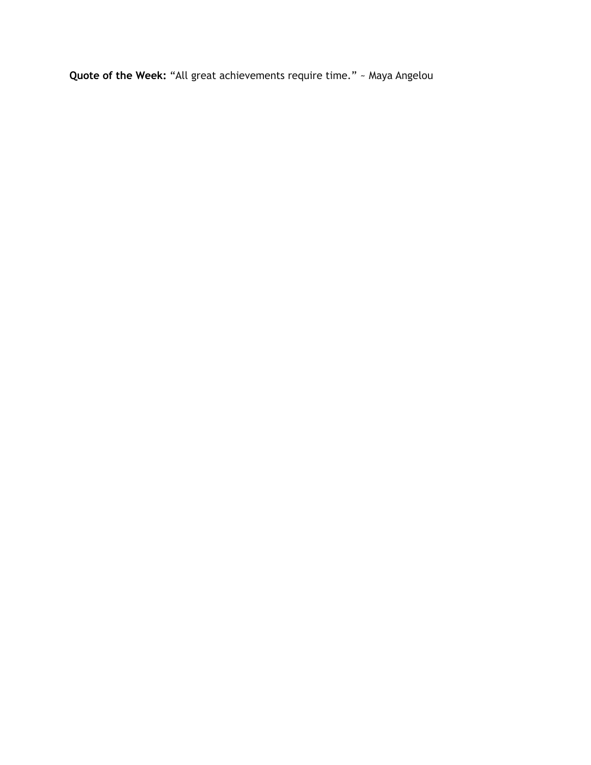**Quote of the Week:** "All great achievements require time." ~ Maya Angelou